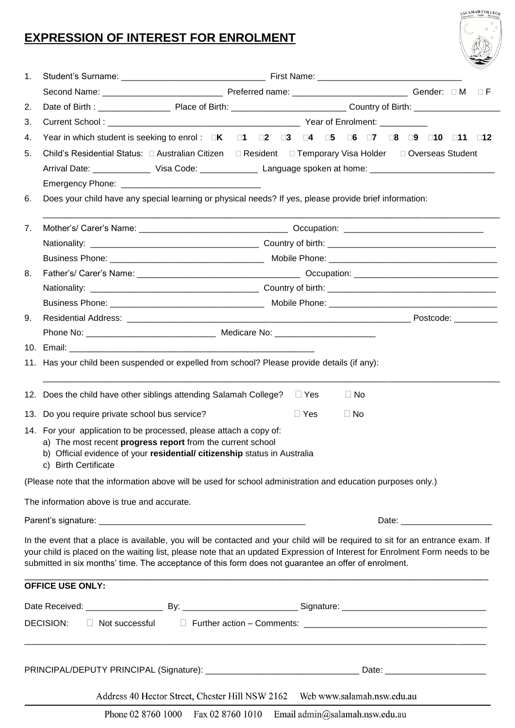# EXPRESSION OF INTEREST FOR ENROLMENT

1. Student's Surname: ______________________________ First Name: ______________________________

   Second Name: _________________________ Preferred name: ________________________ Gender: ☐ M ☐ F

2. Date of Birth : _______________ Place of Birth: ________________________ Country of Birth: __________________

3. Current School : ________________________________________ Year of Enrolment: __________

4. Year in which student is seeking to enrol : ☐**K** ☐**1** ☐**2** ☐**3** ☐**4** ☐**5** ☐**6** ☐**7** ☐**8** ☐**9** ☐**10** ☐**11** ☐**12**

5. Child's Residential Status: ☐ Australian Citizen ☐ Resident ☐ Temporary Visa Holder ☐ Overseas Student

   Arrival Date: ____________ Visa Code: ____________ Language spoken at home: _________________________

   Emergency Phone: _____________________________

6. Does your child have any special learning or physical needs? If yes, please provide brief information:

   ______________________________________________________________________________________________

7. Mother's/ Carer's Name: _______________________________ Occupation: _____________________________

   Nationality: ___________________________________ Country of birth: ___________________________________

   Business Phone: ________________________________ Mobile Phone: ___________________________________

8. Father's/ Carer's Name: _________________________________ Occupation: ______________________________

   Nationality: ___________________________________ Country of birth: ___________________________________

   Business Phone: ________________________________ Mobile Phone: ___________________________________

9. Residential Address: _______________________________________________________________ Postcode: _________

   Phone No: ___________________________ Medicare No: _____________________

10. Email: _____________________________________________________

11. Has your child been suspended or expelled from school? Please provide details (if any):

    ______________________________________________________________________________________________

12. Does the child have other siblings attending Salamah College? ☐ Yes ☐ No

13. Do you require private school bus service? ☐ Yes ☐ No

14. For your application to be processed, please attach a copy of:
    a) The most recent **progress report** from the current school
    b) Official evidence of your **residential/ citizenship** status in Australia
    c) Birth Certificate

(Please note that the information above will be used for school administration and education purposes only.)

The information above is true and accurate.

Parent's signature: ____________________________________________ Date: ___________________

In the event that a place is available, you will be contacted and your child will be required to sit for an entrance exam. If your child is placed on the waiting list, please note that an updated Expression of Interest for Enrolment Form needs to be submitted in six months' time. The acceptance of this form does not guarantee an offer of enrolment.

---

**OFFICE USE ONLY:**

Date Received: ________________ By: ________________________ Signature: ______________________________

DECISION: ☐ Not successful ☐ Further action – Comments: ______________________________________

______________________________________________________________________________________________

PRINCIPAL/DEPUTY PRINCIPAL (Signature): ________________________________ Date: _____________________

Address 40 Hector Street, Chester Hill NSW 2162 Web www.salamah.nsw.edu.au

Phone 02 8760 1000 Fax 02 8760 1010 Email admin@salamah.nsw.edu.au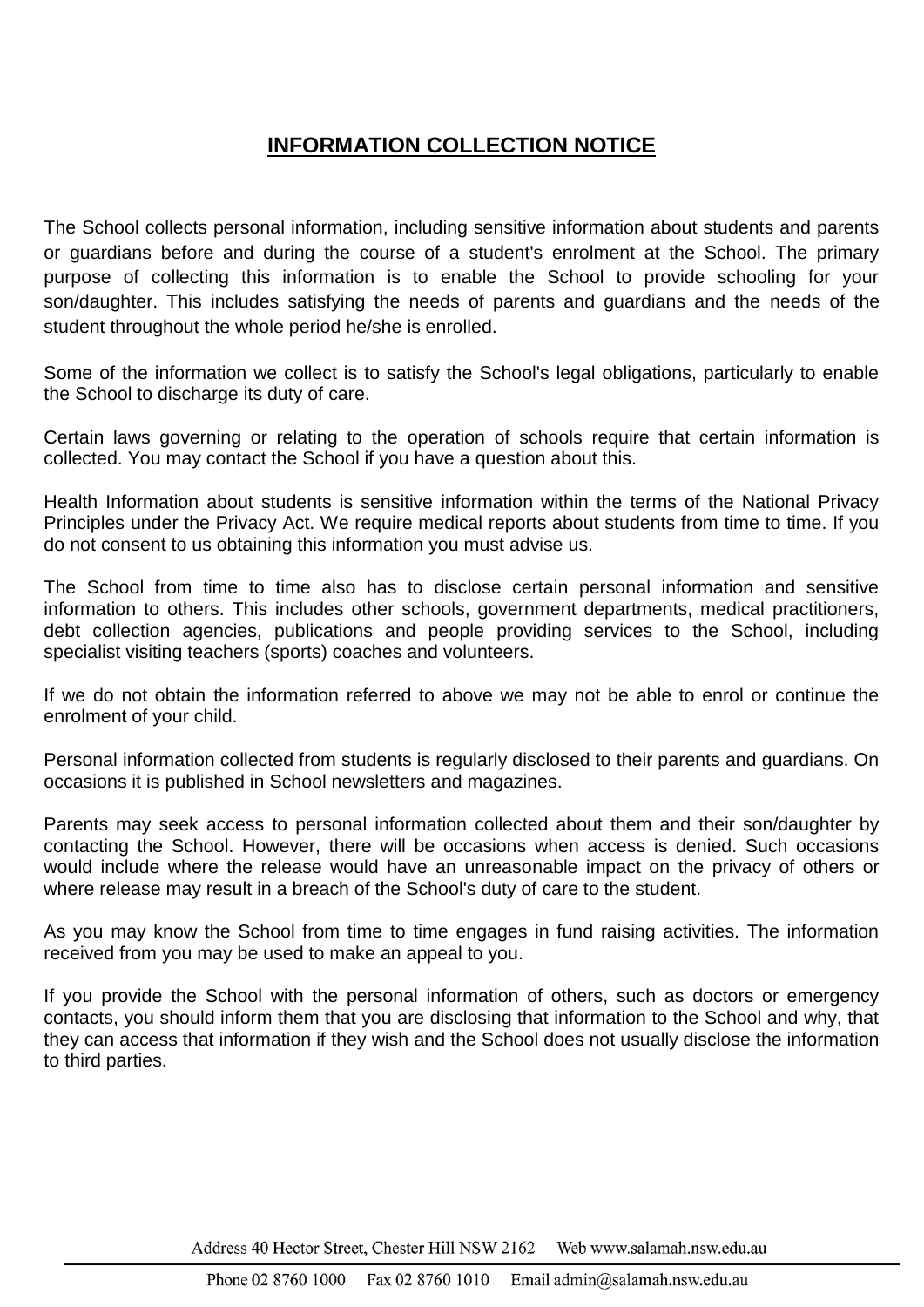## **INFORMATION COLLECTION NOTICE**

The School collects personal information, including sensitive information about students and parents or guardians before and during the course of a student's enrolment at the School. The primary purpose of collecting this information is to enable the School to provide schooling for your son/daughter. This includes satisfying the needs of parents and guardians and the needs of the student throughout the whole period he/she is enrolled.

Some of the information we collect is to satisfy the School's legal obligations, particularly to enable the School to discharge its duty of care.

Certain laws governing or relating to the operation of schools require that certain information is collected. You may contact the School if you have a question about this.

Health Information about students is sensitive information within the terms of the National Privacy Principles under the Privacy Act. We require medical reports about students from time to time. If you do not consent to us obtaining this information you must advise us.

The School from time to time also has to disclose certain personal information and sensitive information to others. This includes other schools, government departments, medical practitioners, debt collection agencies, publications and people providing services to the School, including specialist visiting teachers (sports) coaches and volunteers.

If we do not obtain the information referred to above we may not be able to enrol or continue the enrolment of your child.

Personal information collected from students is regularly disclosed to their parents and guardians. On occasions it is published in School newsletters and magazines.

Parents may seek access to personal information collected about them and their son/daughter by contacting the School. However, there will be occasions when access is denied. Such occasions would include where the release would have an unreasonable impact on the privacy of others or where release may result in a breach of the School's duty of care to the student.

As you may know the School from time to time engages in fund raising activities. The information received from you may be used to make an appeal to you.

If you provide the School with the personal information of others, such as doctors or emergency contacts, you should inform them that you are disclosing that information to the School and why, that they can access that information if they wish and the School does not usually disclose the information to third parties.